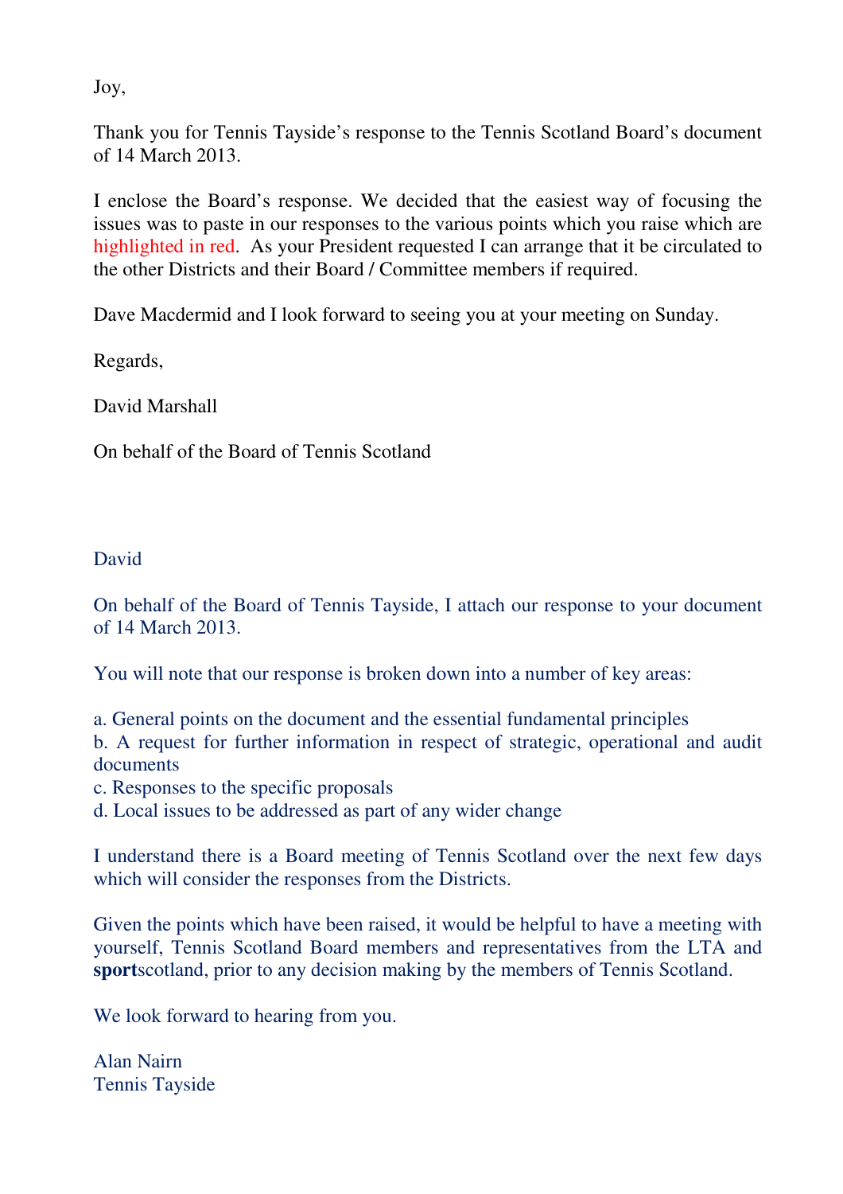Joy,

Thank you for Tennis Tayside's response to the Tennis Scotland Board's document of 14 March 2013.

I enclose the Board's response. We decided that the easiest way of focusing the issues was to paste in our responses to the various points which you raise which are highlighted in red. As your President requested I can arrange that it be circulated to the other Districts and their Board / Committee members if required.

Dave Macdermid and I look forward to seeing you at your meeting on Sunday.

Regards,

David Marshall

On behalf of the Board of Tennis Scotland

David

On behalf of the Board of Tennis Tayside, I attach our response to your document of 14 March 2013.

You will note that our response is broken down into a number of key areas:

a. General points on the document and the essential fundamental principles
b. A request for further information in respect of strategic, operational and audit documents
c. Responses to the specific proposals
d. Local issues to be addressed as part of any wider change

I understand there is a Board meeting of Tennis Scotland over the next few days which will consider the responses from the Districts.

Given the points which have been raised, it would be helpful to have a meeting with yourself, Tennis Scotland Board members and representatives from the LTA and **sport**scotland, prior to any decision making by the members of Tennis Scotland.

We look forward to hearing from you.

Alan Nairn
Tennis Tayside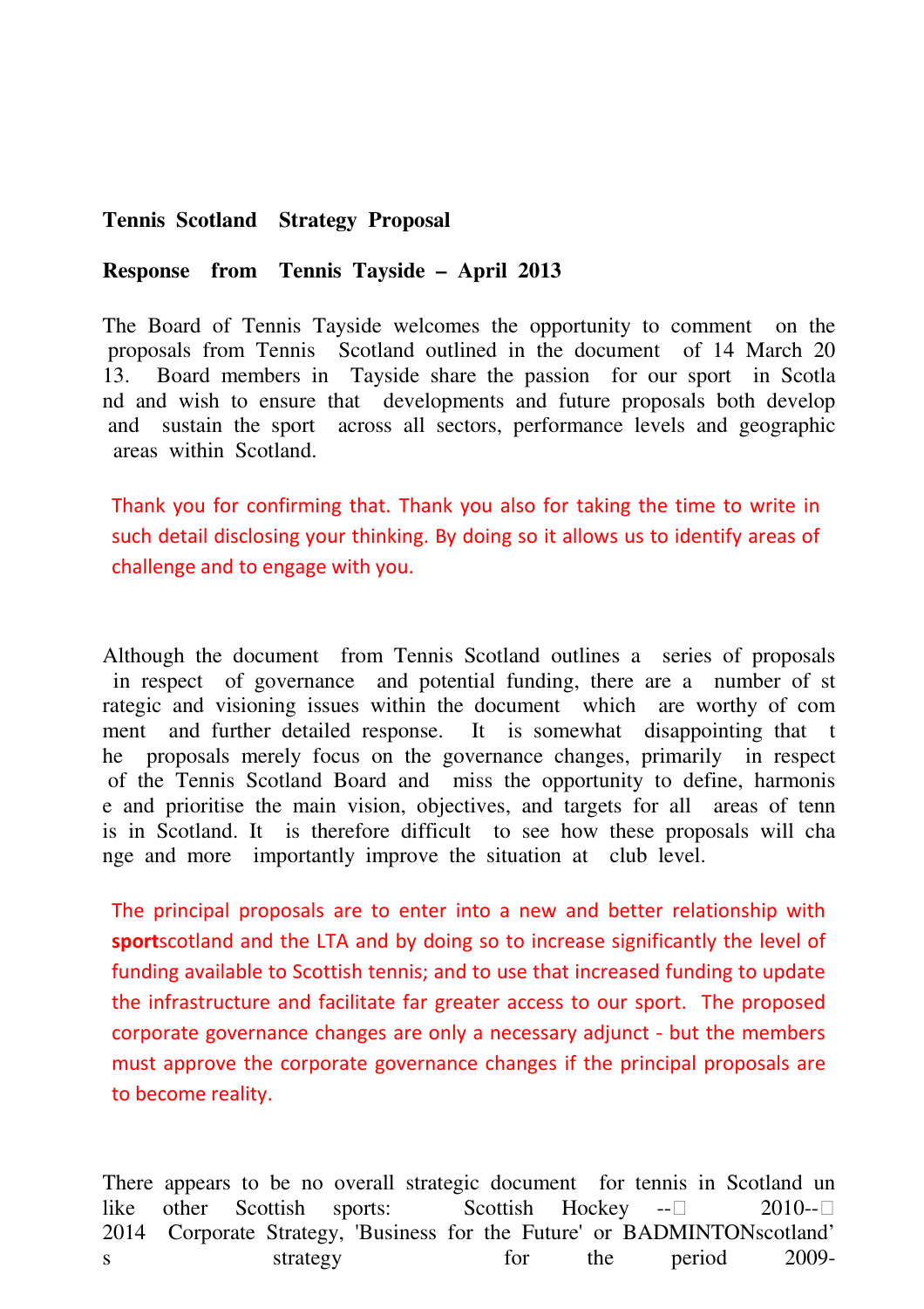**Tennis Scotland Strategy Proposal**

**Response from Tennis Tayside – April 2013**

The Board of Tennis Tayside welcomes the opportunity to comment on the proposals from Tennis Scotland outlined in the document of 14 March 2013. Board members in Tayside share the passion for our sport in Scotland and wish to ensure that developments and future proposals both develop and sustain the sport across all sectors, performance levels and geographic areas within Scotland.

Thank you for confirming that. Thank you also for taking the time to write in such detail disclosing your thinking. By doing so it allows us to identify areas of challenge and to engage with you.

Although the document from Tennis Scotland outlines a series of proposals in respect of governance and potential funding, there are a number of strategic and visioning issues within the document which are worthy of comment and further detailed response. It is somewhat disappointing that the proposals merely focus on the governance changes, primarily in respect of the Tennis Scotland Board and miss the opportunity to define, harmonise and prioritise the main vision, objectives, and targets for all areas of tennis in Scotland. It is therefore difficult to see how these proposals will change and more importantly improve the situation at club level.

The principal proposals are to enter into a new and better relationship with **sport**scotland and the LTA and by doing so to increase significantly the level of funding available to Scottish tennis; and to use that increased funding to update the infrastructure and facilitate far greater access to our sport. The proposed corporate governance changes are only a necessary adjunct - but the members must approve the corporate governance changes if the principal proposals are to become reality.

There appears to be no overall strategic document for tennis in Scotland unlike other Scottish sports: Scottish Hockey -- 2010-- 2014 Corporate Strategy, 'Business for the Future' or BADMINTONscotland's strategy for the period 2009-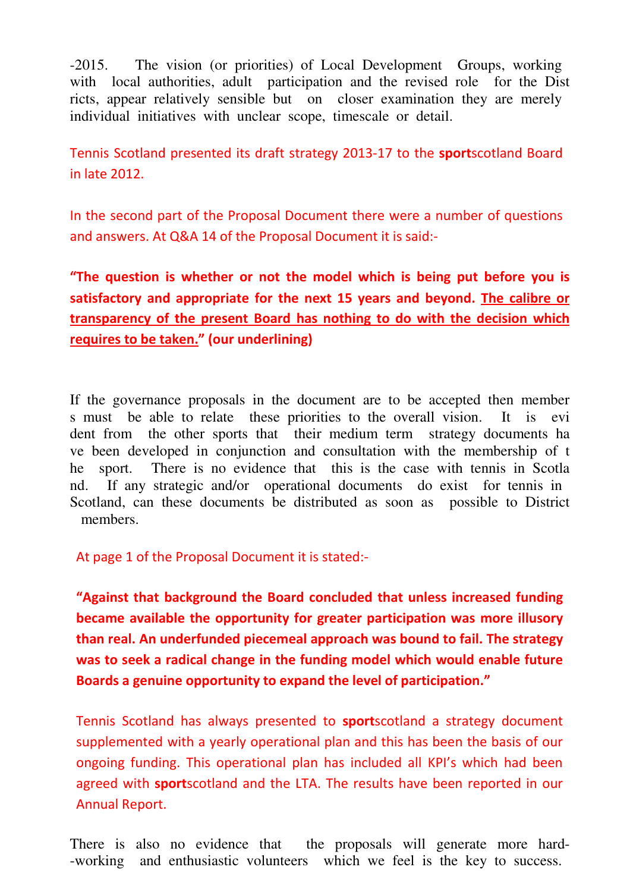-2015. The vision (or priorities) of Local Development Groups, working with local authorities, adult participation and the revised role for the Districts, appear relatively sensible but on closer examination they are merely individual initiatives with unclear scope, timescale or detail.

Tennis Scotland presented its draft strategy 2013-17 to the **sport**scotland Board in late 2012.

In the second part of the Proposal Document there were a number of questions and answers. At Q&A 14 of the Proposal Document it is said:-

**"The question is whether or not the model which is being put before you is satisfactory and appropriate for the next 15 years and beyond. <u>The calibre or transparency of the present Board has nothing to do with the decision which requires to be taken.</u>" (our underlining)**

If the governance proposals in the document are to be accepted then members must be able to relate these priorities to the overall vision. It is evident from the other sports that their medium term strategy documents have been developed in conjunction and consultation with the membership of the sport. There is no evidence that this is the case with tennis in Scotland. If any strategic and/or operational documents do exist for tennis in Scotland, can these documents be distributed as soon as possible to District members.

At page 1 of the Proposal Document it is stated:-

**"Against that background the Board concluded that unless increased funding became available the opportunity for greater participation was more illusory than real. An underfunded piecemeal approach was bound to fail. The strategy was to seek a radical change in the funding model which would enable future Boards a genuine opportunity to expand the level of participation."**

Tennis Scotland has always presented to **sport**scotland a strategy document supplemented with a yearly operational plan and this has been the basis of our ongoing funding. This operational plan has included all KPI's which had been agreed with **sport**scotland and the LTA. The results have been reported in our Annual Report.

There is also no evidence that the proposals will generate more hard-working and enthusiastic volunteers which we feel is the key to success.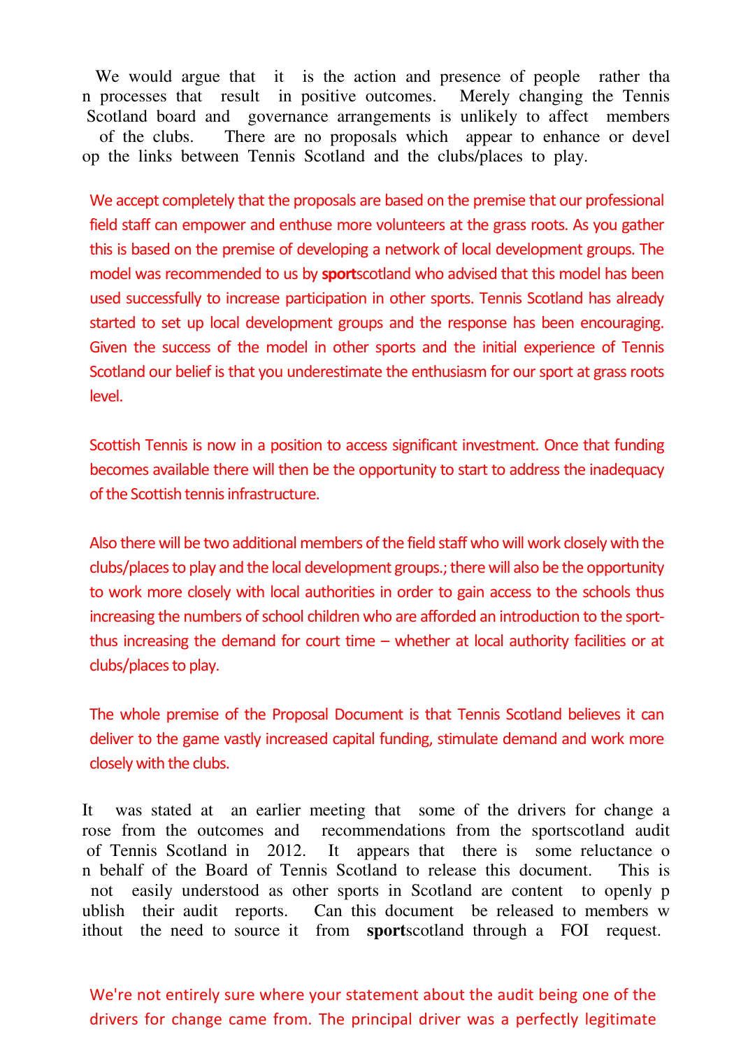We would argue that it is the action and presence of people rather than processes that result in positive outcomes. Merely changing the Tennis Scotland board and governance arrangements is unlikely to affect members of the clubs. There are no proposals which appear to enhance or develop the links between Tennis Scotland and the clubs/places to play.

We accept completely that the proposals are based on the premise that our professional field staff can empower and enthuse more volunteers at the grass roots. As you gather this is based on the premise of developing a network of local development groups. The model was recommended to us by **sport**scotland who advised that this model has been used successfully to increase participation in other sports. Tennis Scotland has already started to set up local development groups and the response has been encouraging. Given the success of the model in other sports and the initial experience of Tennis Scotland our belief is that you underestimate the enthusiasm for our sport at grass roots level.

Scottish Tennis is now in a position to access significant investment. Once that funding becomes available there will then be the opportunity to start to address the inadequacy of the Scottish tennis infrastructure.

Also there will be two additional members of the field staff who will work closely with the clubs/places to play and the local development groups.; there will also be the opportunity to work more closely with local authorities in order to gain access to the schools thus increasing the numbers of school children who are afforded an introduction to the sport- thus increasing the demand for court time – whether at local authority facilities or at clubs/places to play.

The whole premise of the Proposal Document is that Tennis Scotland believes it can deliver to the game vastly increased capital funding, stimulate demand and work more closely with the clubs.

It was stated at an earlier meeting that some of the drivers for change arose from the outcomes and recommendations from the sportscotland audit of Tennis Scotland in 2012. It appears that there is some reluctance on behalf of the Board of Tennis Scotland to release this document. This is not easily understood as other sports in Scotland are content to openly publish their audit reports. Can this document be released to members without the need to source it from **sport**scotland through a FOI request.

We're not entirely sure where your statement about the audit being one of the drivers for change came from. The principal driver was a perfectly legitimate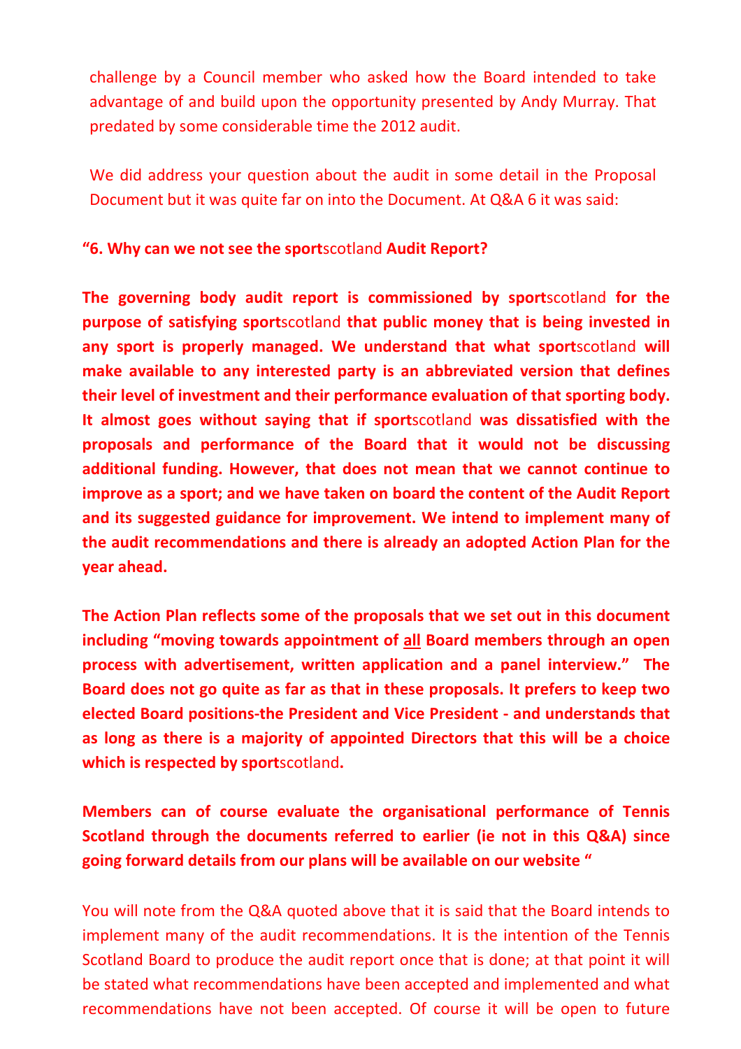challenge by a Council member who asked how the Board intended to take advantage of and build upon the opportunity presented by Andy Murray. That predated by some considerable time the 2012 audit.

We did address your question about the audit in some detail in the Proposal Document but it was quite far on into the Document. At Q&A 6 it was said:

**"6. Why can we not see the sport**scotland **Audit Report?**

**The governing body audit report is commissioned by sport**scotland **for the purpose of satisfying sport**scotland **that public money that is being invested in any sport is properly managed. We understand that what sport**scotland **will make available to any interested party is an abbreviated version that defines their level of investment and their performance evaluation of that sporting body. It almost goes without saying that if sport**scotland **was dissatisfied with the proposals and performance of the Board that it would not be discussing additional funding. However, that does not mean that we cannot continue to improve as a sport; and we have taken on board the content of the Audit Report and its suggested guidance for improvement. We intend to implement many of the audit recommendations and there is already an adopted Action Plan for the year ahead.**

**The Action Plan reflects some of the proposals that we set out in this document including "moving towards appointment of <u>all</u> Board members through an open process with advertisement, written application and a panel interview." The Board does not go quite as far as that in these proposals. It prefers to keep two elected Board positions-the President and Vice President - and understands that as long as there is a majority of appointed Directors that this will be a choice which is respected by sport**scotland**.**

**Members can of course evaluate the organisational performance of Tennis Scotland through the documents referred to earlier (ie not in this Q&A) since going forward details from our plans will be available on our website "**

You will note from the Q&A quoted above that it is said that the Board intends to implement many of the audit recommendations. It is the intention of the Tennis Scotland Board to produce the audit report once that is done; at that point it will be stated what recommendations have been accepted and implemented and what recommendations have not been accepted. Of course it will be open to future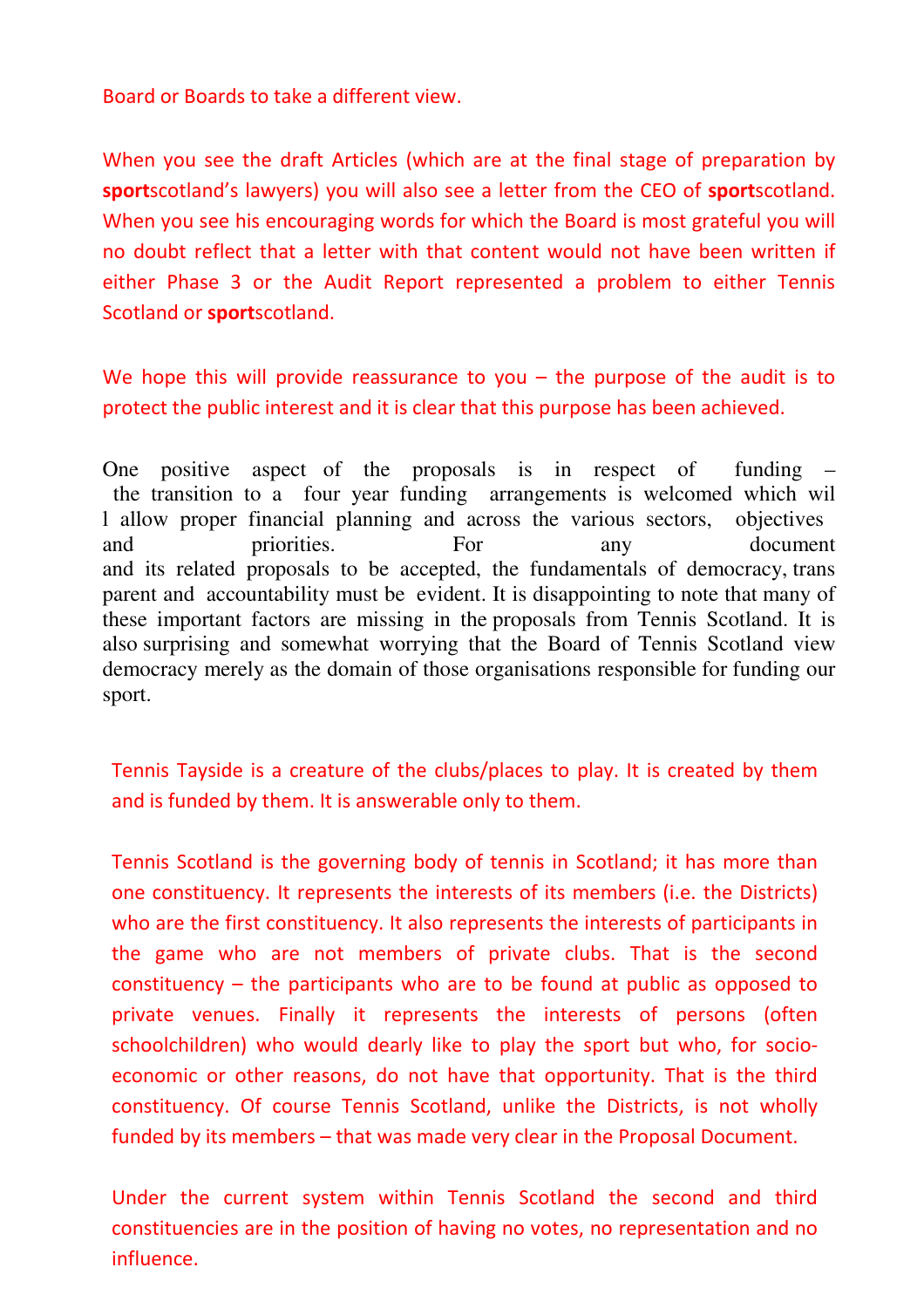Board or Boards to take a different view.

When you see the draft Articles (which are at the final stage of preparation by **sport**scotland's lawyers) you will also see a letter from the CEO of **sport**scotland. When you see his encouraging words for which the Board is most grateful you will no doubt reflect that a letter with that content would not have been written if either Phase 3 or the Audit Report represented a problem to either Tennis Scotland or **sport**scotland.

We hope this will provide reassurance to you – the purpose of the audit is to protect the public interest and it is clear that this purpose has been achieved.

One positive aspect of the proposals is in respect of funding – the transition to a four year funding arrangements is welcomed which will allow proper financial planning and across the various sectors, objectives and priorities. For any document and its related proposals to be accepted, the fundamentals of democracy, transparent and accountability must be evident. It is disappointing to note that many of these important factors are missing in the proposals from Tennis Scotland. It is also surprising and somewhat worrying that the Board of Tennis Scotland view democracy merely as the domain of those organisations responsible for funding our sport.

Tennis Tayside is a creature of the clubs/places to play. It is created by them and is funded by them. It is answerable only to them.

Tennis Scotland is the governing body of tennis in Scotland; it has more than one constituency. It represents the interests of its members (i.e. the Districts) who are the first constituency. It also represents the interests of participants in the game who are not members of private clubs. That is the second constituency – the participants who are to be found at public as opposed to private venues. Finally it represents the interests of persons (often schoolchildren) who would dearly like to play the sport but who, for socio-economic or other reasons, do not have that opportunity. That is the third constituency. Of course Tennis Scotland, unlike the Districts, is not wholly funded by its members – that was made very clear in the Proposal Document.

Under the current system within Tennis Scotland the second and third constituencies are in the position of having no votes, no representation and no influence.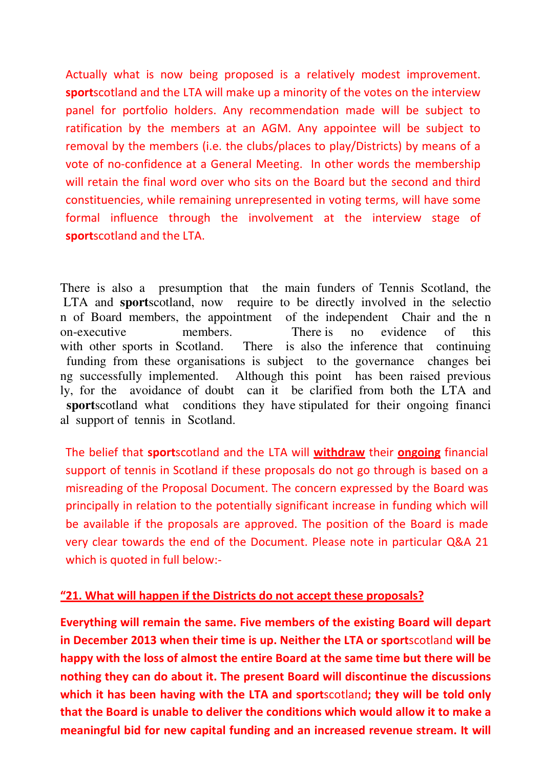Actually what is now being proposed is a relatively modest improvement. **sport**scotland and the LTA will make up a minority of the votes on the interview panel for portfolio holders. Any recommendation made will be subject to ratification by the members at an AGM. Any appointee will be subject to removal by the members (i.e. the clubs/places to play/Districts) by means of a vote of no-confidence at a General Meeting. In other words the membership will retain the final word over who sits on the Board but the second and third constituencies, while remaining unrepresented in voting terms, will have some formal influence through the involvement at the interview stage of **sport**scotland and the LTA.

There is also a presumption that the main funders of Tennis Scotland, the LTA and **sport**scotland, now require to be directly involved in the selection of Board members, the appointment of the independent Chair and the non-executive members. There is no evidence of this with other sports in Scotland. There is also the inference that continuing funding from these organisations is subject to the governance changes being successfully implemented. Although this point has been raised previously, for the avoidance of doubt can it be clarified from both the LTA and **sport**scotland what conditions they have stipulated for their ongoing financial support of tennis in Scotland.

The belief that **sport**scotland and the LTA will **<u>withdraw</u>** their **<u>ongoing</u>** financial support of tennis in Scotland if these proposals do not go through is based on a misreading of the Proposal Document. The concern expressed by the Board was principally in relation to the potentially significant increase in funding which will be available if the proposals are approved. The position of the Board is made very clear towards the end of the Document. Please note in particular Q&A 21 which is quoted in full below:-

**<u>"21. What will happen if the Districts do not accept these proposals?</u>**

**Everything will remain the same. Five members of the existing Board will depart in December 2013 when their time is up. Neither the LTA or sport**scotland **will be happy with the loss of almost the entire Board at the same time but there will be nothing they can do about it. The present Board will discontinue the discussions which it has been having with the LTA and sport**scotland**; they will be told only that the Board is unable to deliver the conditions which would allow it to make a meaningful bid for new capital funding and an increased revenue stream. It will**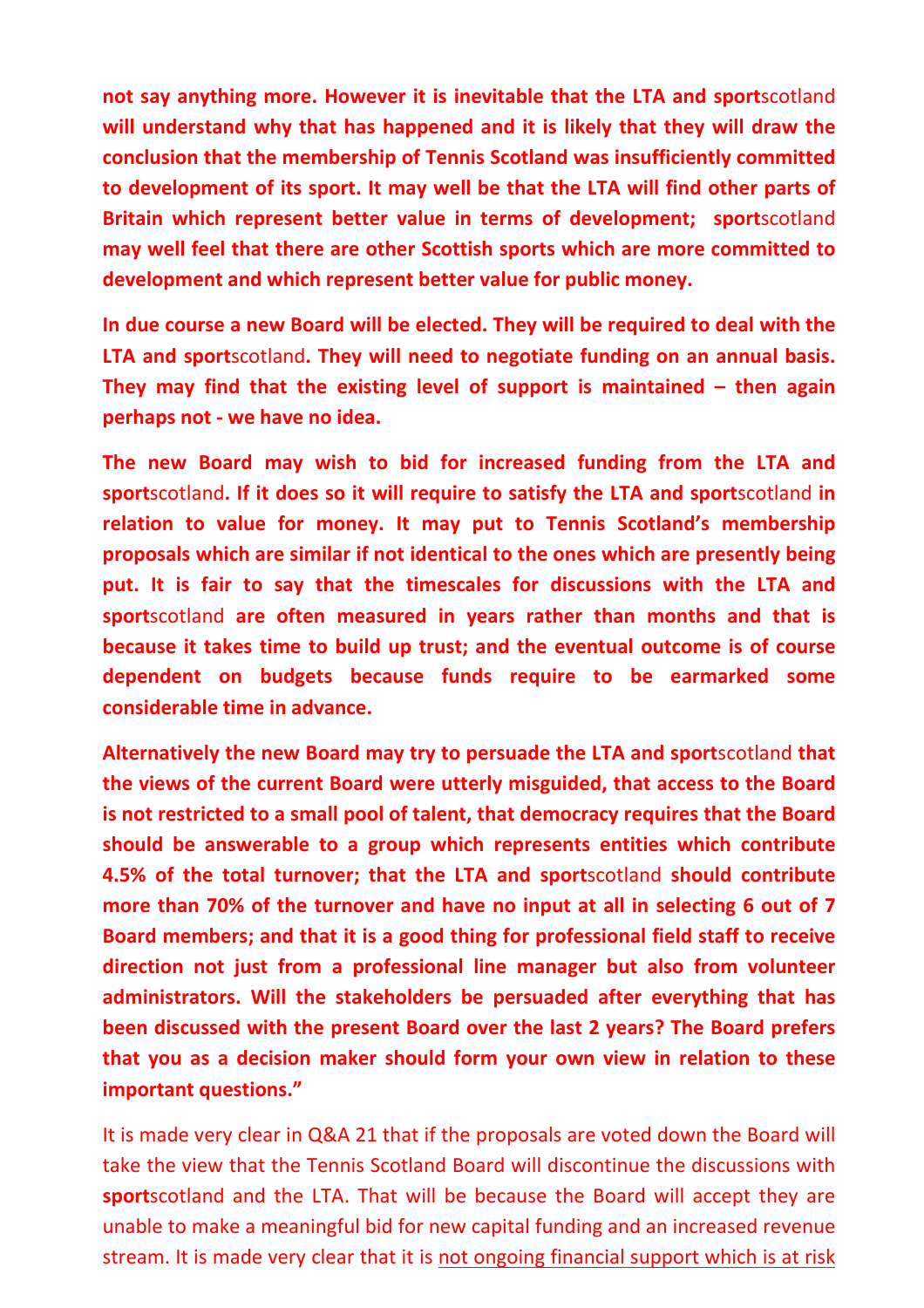**not say anything more. However it is inevitable that the LTA and sport**scotland **will understand why that has happened and it is likely that they will draw the conclusion that the membership of Tennis Scotland was insufficiently committed to development of its sport. It may well be that the LTA will find other parts of Britain which represent better value in terms of development; sport**scotland **may well feel that there are other Scottish sports which are more committed to development and which represent better value for public money.**

**In due course a new Board will be elected. They will be required to deal with the LTA and sport**scotland**. They will need to negotiate funding on an annual basis. They may find that the existing level of support is maintained – then again perhaps not - we have no idea.**

**The new Board may wish to bid for increased funding from the LTA and sport**scotland**. If it does so it will require to satisfy the LTA and sport**scotland **in relation to value for money. It may put to Tennis Scotland's membership proposals which are similar if not identical to the ones which are presently being put. It is fair to say that the timescales for discussions with the LTA and sport**scotland **are often measured in years rather than months and that is because it takes time to build up trust; and the eventual outcome is of course dependent on budgets because funds require to be earmarked some considerable time in advance.**

**Alternatively the new Board may try to persuade the LTA and sport**scotland **that the views of the current Board were utterly misguided, that access to the Board is not restricted to a small pool of talent, that democracy requires that the Board should be answerable to a group which represents entities which contribute 4.5% of the total turnover; that the LTA and sport**scotland **should contribute more than 70% of the turnover and have no input at all in selecting 6 out of 7 Board members; and that it is a good thing for professional field staff to receive direction not just from a professional line manager but also from volunteer administrators. Will the stakeholders be persuaded after everything that has been discussed with the present Board over the last 2 years? The Board prefers that you as a decision maker should form your own view in relation to these important questions."**

It is made very clear in Q&A 21 that if the proposals are voted down the Board will take the view that the Tennis Scotland Board will discontinue the discussions with **sport**scotland and the LTA. That will be because the Board will accept they are unable to make a meaningful bid for new capital funding and an increased revenue stream. It is made very clear that it is <u>not ongoing financial support which is at risk</u>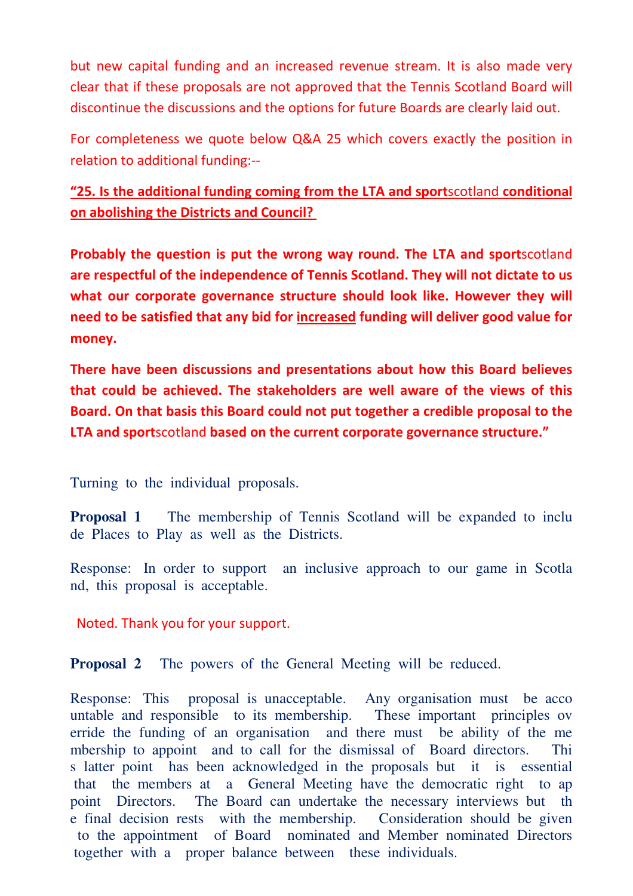but new capital funding and an increased revenue stream. It is also made very clear that if these proposals are not approved that the Tennis Scotland Board will discontinue the discussions and the options for future Boards are clearly laid out.

For completeness we quote below Q&A 25 which covers exactly the position in relation to additional funding:--

**"25. Is the additional funding coming from the LTA and sport**scotland **conditional on abolishing the Districts and Council?**

**Probably the question is put the wrong way round. The LTA and sport**scotland **are respectful of the independence of Tennis Scotland. They will not dictate to us what our corporate governance structure should look like. However they will need to be satisfied that any bid for increased funding will deliver good value for money.**

**There have been discussions and presentations about how this Board believes that could be achieved. The stakeholders are well aware of the views of this Board. On that basis this Board could not put together a credible proposal to the LTA and sport**scotland **based on the current corporate governance structure."**

Turning to the individual proposals.

**Proposal 1** The membership of Tennis Scotland will be expanded to include Places to Play as well as the Districts.

Response: In order to support an inclusive approach to our game in Scotland, this proposal is acceptable.

Noted. Thank you for your support.

**Proposal 2** The powers of the General Meeting will be reduced.

Response: This proposal is unacceptable. Any organisation must be accountable and responsible to its membership. These important principles override the funding of an organisation and there must be ability of the membership to appoint and to call for the dismissal of Board directors. This latter point has been acknowledged in the proposals but it is essential that the members at a General Meeting have the democratic right to appoint Directors. The Board can undertake the necessary interviews but the final decision rests with the membership. Consideration should be given to the appointment of Board nominated and Member nominated Directors together with a proper balance between these individuals.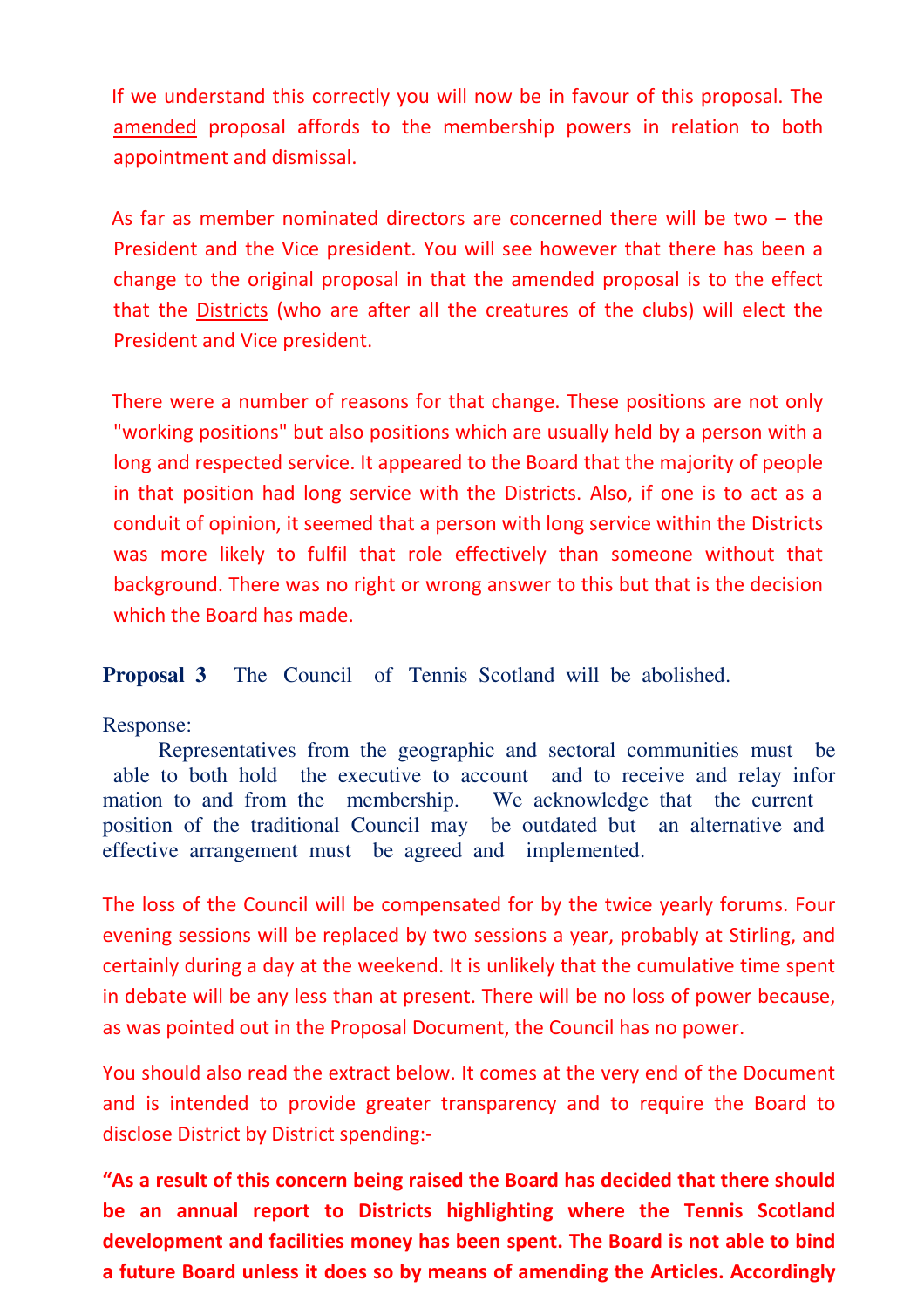If we understand this correctly you will now be in favour of this proposal. The amended proposal affords to the membership powers in relation to both appointment and dismissal.

As far as member nominated directors are concerned there will be two – the President and the Vice president. You will see however that there has been a change to the original proposal in that the amended proposal is to the effect that the Districts (who are after all the creatures of the clubs) will elect the President and Vice president.

There were a number of reasons for that change. These positions are not only "working positions" but also positions which are usually held by a person with a long and respected service. It appeared to the Board that the majority of people in that position had long service with the Districts. Also, if one is to act as a conduit of opinion, it seemed that a person with long service within the Districts was more likely to fulfil that role effectively than someone without that background. There was no right or wrong answer to this but that is the decision which the Board has made.

**Proposal 3** The Council of Tennis Scotland will be abolished.

Response:

Representatives from the geographic and sectoral communities must be able to both hold the executive to account and to receive and relay information to and from the membership. We acknowledge that the current position of the traditional Council may be outdated but an alternative and effective arrangement must be agreed and implemented.

The loss of the Council will be compensated for by the twice yearly forums. Four evening sessions will be replaced by two sessions a year, probably at Stirling, and certainly during a day at the weekend. It is unlikely that the cumulative time spent in debate will be any less than at present. There will be no loss of power because, as was pointed out in the Proposal Document, the Council has no power.

You should also read the extract below. It comes at the very end of the Document and is intended to provide greater transparency and to require the Board to disclose District by District spending:-

**"As a result of this concern being raised the Board has decided that there should be an annual report to Districts highlighting where the Tennis Scotland development and facilities money has been spent. The Board is not able to bind a future Board unless it does so by means of amending the Articles. Accordingly**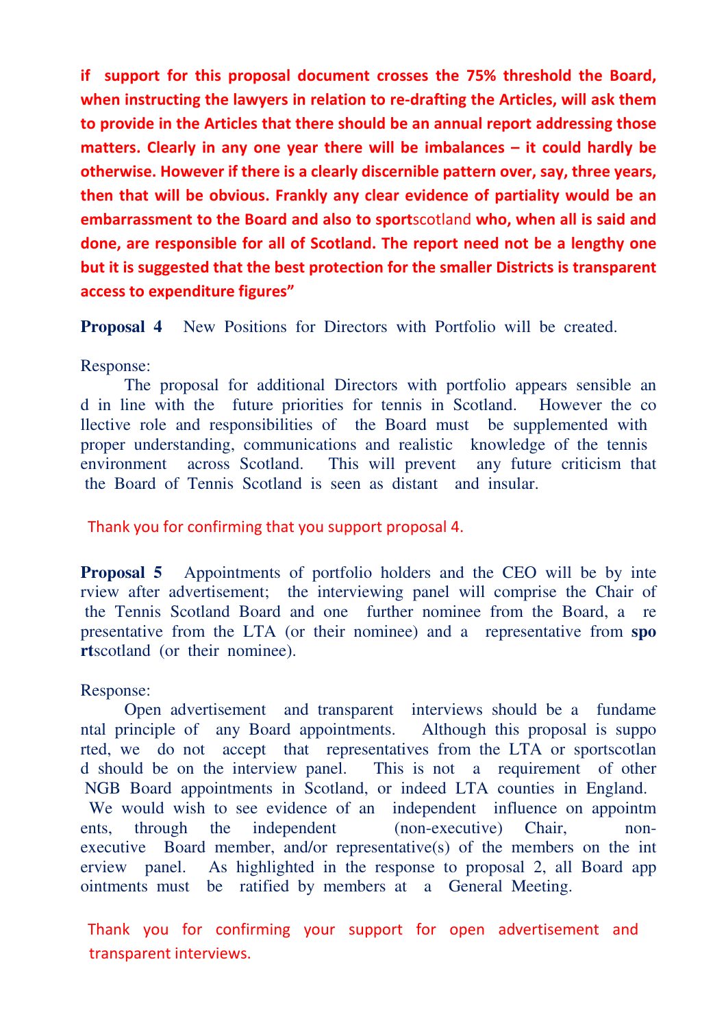**if support for this proposal document crosses the 75% threshold the Board, when instructing the lawyers in relation to re-drafting the Articles, will ask them to provide in the Articles that there should be an annual report addressing those matters. Clearly in any one year there will be imbalances – it could hardly be otherwise. However if there is a clearly discernible pattern over, say, three years, then that will be obvious. Frankly any clear evidence of partiality would be an embarrassment to the Board and also to sport**scotland **who, when all is said and done, are responsible for all of Scotland. The report need not be a lengthy one but it is suggested that the best protection for the smaller Districts is transparent access to expenditure figures"**

**Proposal 4** New Positions for Directors with Portfolio will be created.

Response:

The proposal for additional Directors with portfolio appears sensible and in line with the future priorities for tennis in Scotland. However the collective role and responsibilities of the Board must be supplemented with proper understanding, communications and realistic knowledge of the tennis environment across Scotland. This will prevent any future criticism that the Board of Tennis Scotland is seen as distant and insular.

Thank you for confirming that you support proposal 4.

**Proposal 5** Appointments of portfolio holders and the CEO will be by interview after advertisement; the interviewing panel will comprise the Chair of the Tennis Scotland Board and one further nominee from the Board, a representative from the LTA (or their nominee) and a representative from **sport**scotland (or their nominee).

Response:

Open advertisement and transparent interviews should be a fundamental principle of any Board appointments. Although this proposal is supported, we do not accept that representatives from the LTA or sportscotland should be on the interview panel. This is not a requirement of other NGB Board appointments in Scotland, or indeed LTA counties in England. We would wish to see evidence of an independent influence on appointments, through the independent (non-executive) Chair, non-executive Board member, and/or representative(s) of the members on the interview panel. As highlighted in the response to proposal 2, all Board appointments must be ratified by members at a General Meeting.

Thank you for confirming your support for open advertisement and transparent interviews.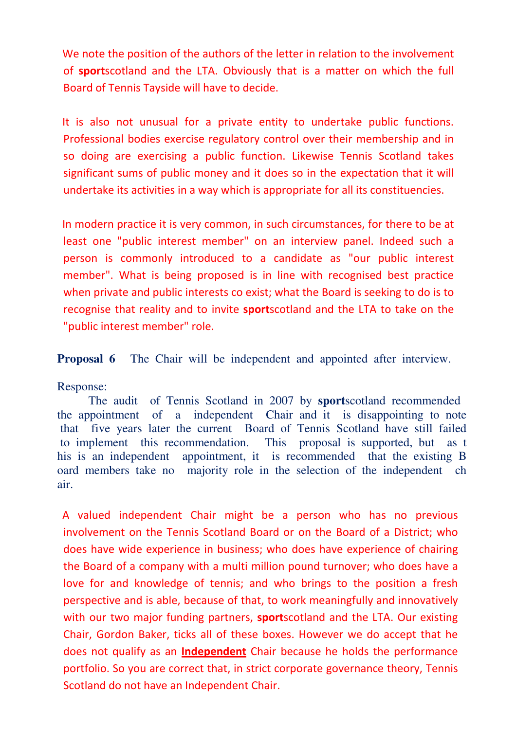We note the position of the authors of the letter in relation to the involvement of **sport**scotland and the LTA. Obviously that is a matter on which the full Board of Tennis Tayside will have to decide.

It is also not unusual for a private entity to undertake public functions. Professional bodies exercise regulatory control over their membership and in so doing are exercising a public function. Likewise Tennis Scotland takes significant sums of public money and it does so in the expectation that it will undertake its activities in a way which is appropriate for all its constituencies.

In modern practice it is very common, in such circumstances, for there to be at least one "public interest member" on an interview panel. Indeed such a person is commonly introduced to a candidate as "our public interest member". What is being proposed is in line with recognised best practice when private and public interests co exist; what the Board is seeking to do is to recognise that reality and to invite **sport**scotland and the LTA to take on the "public interest member" role.

**Proposal 6** The Chair will be independent and appointed after interview.

Response:

The audit of Tennis Scotland in 2007 by **sport**scotland recommended the appointment of a independent Chair and it is disappointing to note that five years later the current Board of Tennis Scotland have still failed to implement this recommendation. This proposal is supported, but as this is an independent appointment, it is recommended that the existing Board members take no majority role in the selection of the independent chair.

A valued independent Chair might be a person who has no previous involvement on the Tennis Scotland Board or on the Board of a District; who does have wide experience in business; who does have experience of chairing the Board of a company with a multi million pound turnover; who does have a love for and knowledge of tennis; and who brings to the position a fresh perspective and is able, because of that, to work meaningfully and innovatively with our two major funding partners, **sport**scotland and the LTA. Our existing Chair, Gordon Baker, ticks all of these boxes. However we do accept that he does not qualify as an **Independent** Chair because he holds the performance portfolio. So you are correct that, in strict corporate governance theory, Tennis Scotland do not have an Independent Chair.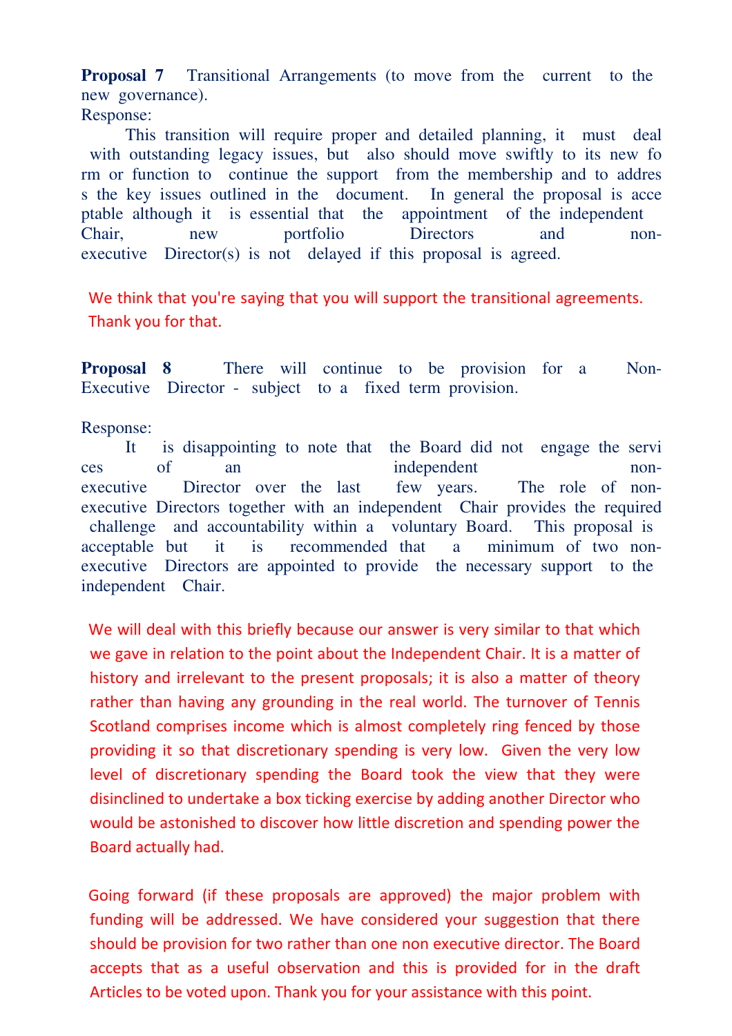**Proposal 7** Transitional Arrangements (to move from the current to the new governance).

Response:

This transition will require proper and detailed planning, it must deal with outstanding legacy issues, but also should move swiftly to its new form or function to continue the support from the membership and to address the key issues outlined in the document. In general the proposal is acceptable although it is essential that the appointment of the independent Chair, new portfolio Directors and non-executive Director(s) is not delayed if this proposal is agreed.

We think that you're saying that you will support the transitional agreements. Thank you for that.

**Proposal 8** There will continue to be provision for a Non-Executive Director - subject to a fixed term provision.

Response:

It is disappointing to note that the Board did not engage the services of an independent non-executive Director over the last few years. The role of non-executive Directors together with an independent Chair provides the required challenge and accountability within a voluntary Board. This proposal is acceptable but it is recommended that a minimum of two non-executive Directors are appointed to provide the necessary support to the independent Chair.

We will deal with this briefly because our answer is very similar to that which we gave in relation to the point about the Independent Chair. It is a matter of history and irrelevant to the present proposals; it is also a matter of theory rather than having any grounding in the real world. The turnover of Tennis Scotland comprises income which is almost completely ring fenced by those providing it so that discretionary spending is very low. Given the very low level of discretionary spending the Board took the view that they were disinclined to undertake a box ticking exercise by adding another Director who would be astonished to discover how little discretion and spending power the Board actually had.

Going forward (if these proposals are approved) the major problem with funding will be addressed. We have considered your suggestion that there should be provision for two rather than one non executive director. The Board accepts that as a useful observation and this is provided for in the draft Articles to be voted upon. Thank you for your assistance with this point.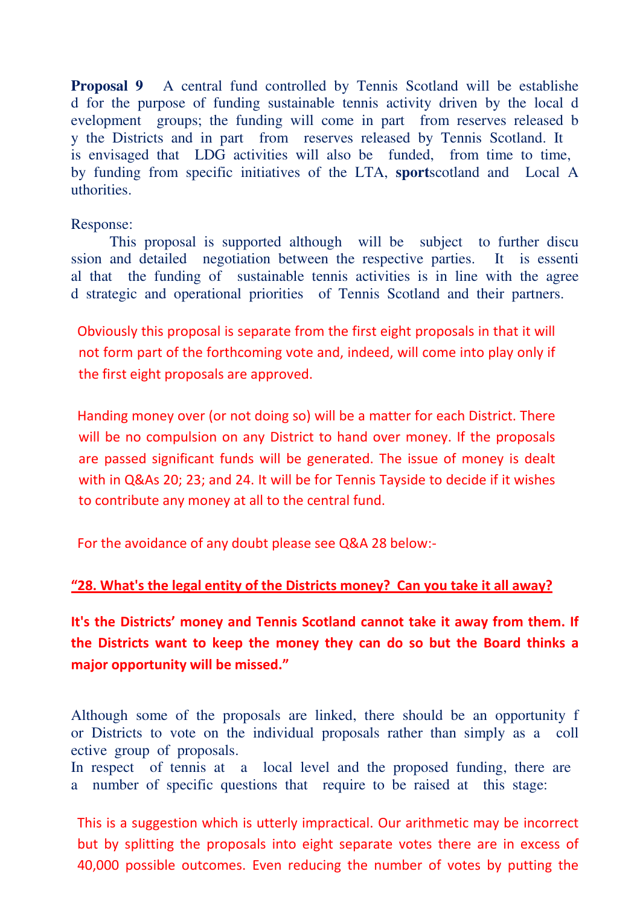**Proposal 9** A central fund controlled by Tennis Scotland will be established for the purpose of funding sustainable tennis activity driven by the local development groups; the funding will come in part from reserves released by the Districts and in part from reserves released by Tennis Scotland. It is envisaged that LDG activities will also be funded, from time to time, by funding from specific initiatives of the LTA, **sport**scotland and Local Authorities.

Response:

This proposal is supported although will be subject to further discussion and detailed negotiation between the respective parties. It is essential that the funding of sustainable tennis activities is in line with the agreed strategic and operational priorities of Tennis Scotland and their partners.

Obviously this proposal is separate from the first eight proposals in that it will not form part of the forthcoming vote and, indeed, will come into play only if the first eight proposals are approved.

Handing money over (or not doing so) will be a matter for each District. There will be no compulsion on any District to hand over money. If the proposals are passed significant funds will be generated. The issue of money is dealt with in Q&As 20; 23; and 24. It will be for Tennis Tayside to decide if it wishes to contribute any money at all to the central fund.

For the avoidance of any doubt please see Q&A 28 below:-

**“28. What's the legal entity of the Districts money? Can you take it all away?**

**It's the Districts’ money and Tennis Scotland cannot take it away from them. If the Districts want to keep the money they can do so but the Board thinks a major opportunity will be missed.”**

Although some of the proposals are linked, there should be an opportunity for Districts to vote on the individual proposals rather than simply as a collective group of proposals.

In respect of tennis at a local level and the proposed funding, there are a number of specific questions that require to be raised at this stage:

This is a suggestion which is utterly impractical. Our arithmetic may be incorrect but by splitting the proposals into eight separate votes there are in excess of 40,000 possible outcomes. Even reducing the number of votes by putting the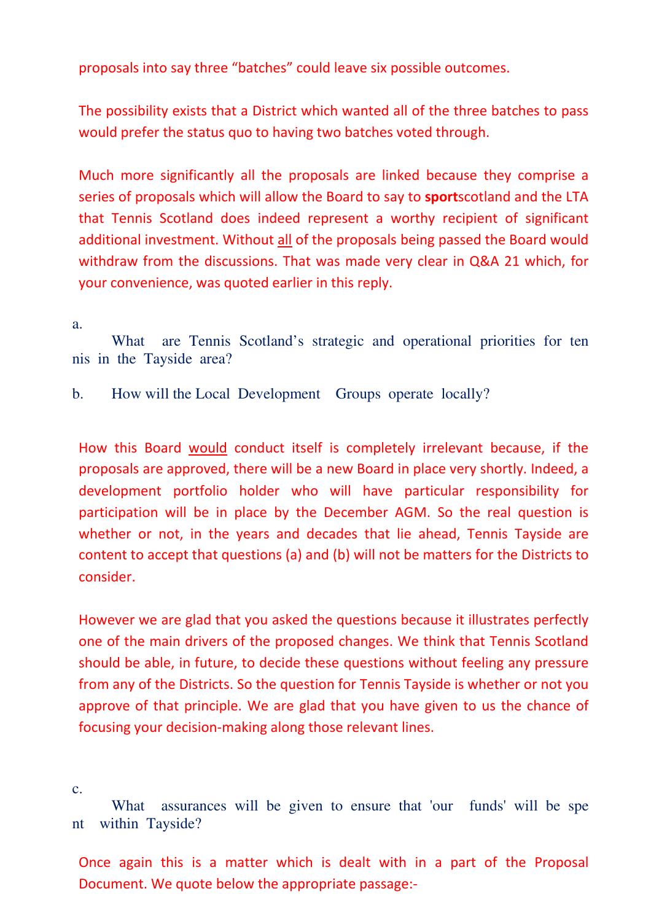proposals into say three "batches" could leave six possible outcomes.

The possibility exists that a District which wanted all of the three batches to pass would prefer the status quo to having two batches voted through.

Much more significantly all the proposals are linked because they comprise a series of proposals which will allow the Board to say to **sport**scotland and the LTA that Tennis Scotland does indeed represent a worthy recipient of significant additional investment. Without all of the proposals being passed the Board would withdraw from the discussions. That was made very clear in Q&A 21 which, for your convenience, was quoted earlier in this reply.

a. What are Tennis Scotland's strategic and operational priorities for tennis in the Tayside area?

b. How will the Local Development Groups operate locally?

How this Board would conduct itself is completely irrelevant because, if the proposals are approved, there will be a new Board in place very shortly. Indeed, a development portfolio holder who will have particular responsibility for participation will be in place by the December AGM. So the real question is whether or not, in the years and decades that lie ahead, Tennis Tayside are content to accept that questions (a) and (b) will not be matters for the Districts to consider.

However we are glad that you asked the questions because it illustrates perfectly one of the main drivers of the proposed changes. We think that Tennis Scotland should be able, in future, to decide these questions without feeling any pressure from any of the Districts. So the question for Tennis Tayside is whether or not you approve of that principle. We are glad that you have given to us the chance of focusing your decision-making along those relevant lines.

c. What assurances will be given to ensure that 'our funds' will be spent within Tayside?

Once again this is a matter which is dealt with in a part of the Proposal Document. We quote below the appropriate passage:-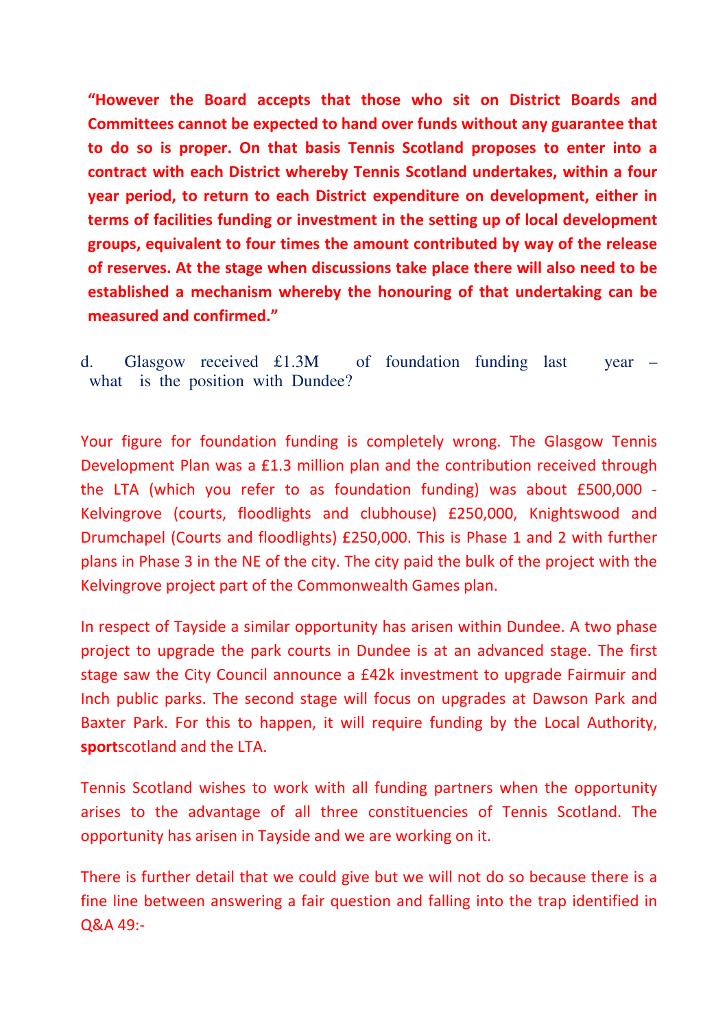**"However the Board accepts that those who sit on District Boards and Committees cannot be expected to hand over funds without any guarantee that to do so is proper. On that basis Tennis Scotland proposes to enter into a contract with each District whereby Tennis Scotland undertakes, within a four year period, to return to each District expenditure on development, either in terms of facilities funding or investment in the setting up of local development groups, equivalent to four times the amount contributed by way of the release of reserves. At the stage when discussions take place there will also need to be established a mechanism whereby the honouring of that undertaking can be measured and confirmed."**

d. Glasgow received £1.3M of foundation funding last year – what is the position with Dundee?

Your figure for foundation funding is completely wrong. The Glasgow Tennis Development Plan was a £1.3 million plan and the contribution received through the LTA (which you refer to as foundation funding) was about £500,000 - Kelvingrove (courts, floodlights and clubhouse) £250,000, Knightswood and Drumchapel (Courts and floodlights) £250,000. This is Phase 1 and 2 with further plans in Phase 3 in the NE of the city. The city paid the bulk of the project with the Kelvingrove project part of the Commonwealth Games plan.

In respect of Tayside a similar opportunity has arisen within Dundee. A two phase project to upgrade the park courts in Dundee is at an advanced stage. The first stage saw the City Council announce a £42k investment to upgrade Fairmuir and Inch public parks. The second stage will focus on upgrades at Dawson Park and Baxter Park. For this to happen, it will require funding by the Local Authority, **sport**scotland and the LTA.

Tennis Scotland wishes to work with all funding partners when the opportunity arises to the advantage of all three constituencies of Tennis Scotland. The opportunity has arisen in Tayside and we are working on it.

There is further detail that we could give but we will not do so because there is a fine line between answering a fair question and falling into the trap identified in Q&A 49:-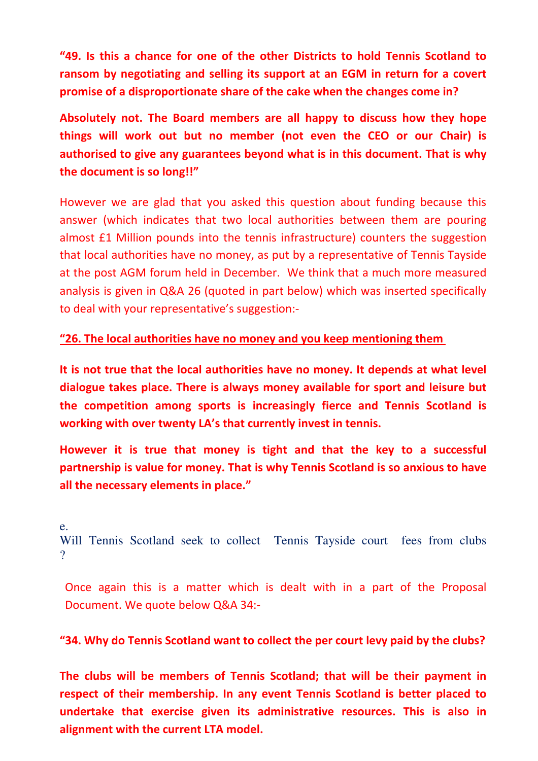**“49. Is this a chance for one of the other Districts to hold Tennis Scotland to ransom by negotiating and selling its support at an EGM in return for a covert promise of a disproportionate share of the cake when the changes come in?**

**Absolutely not. The Board members are all happy to discuss how they hope things will work out but no member (not even the CEO or our Chair) is authorised to give any guarantees beyond what is in this document. That is why the document is so long!!”**

However we are glad that you asked this question about funding because this answer (which indicates that two local authorities between them are pouring almost £1 Million pounds into the tennis infrastructure) counters the suggestion that local authorities have no money, as put by a representative of Tennis Tayside at the post AGM forum held in December. We think that a much more measured analysis is given in Q&A 26 (quoted in part below) which was inserted specifically to deal with your representative’s suggestion:-

**“26. The local authorities have no money and you keep mentioning them**

**It is not true that the local authorities have no money. It depends at what level dialogue takes place. There is always money available for sport and leisure but the competition among sports is increasingly fierce and Tennis Scotland is working with over twenty LA’s that currently invest in tennis.**

**However it is true that money is tight and that the key to a successful partnership is value for money. That is why Tennis Scotland is so anxious to have all the necessary elements in place.”**

e.
Will Tennis Scotland seek to collect Tennis Tayside court fees from clubs ?

Once again this is a matter which is dealt with in a part of the Proposal Document. We quote below Q&A 34:-

**“34. Why do Tennis Scotland want to collect the per court levy paid by the clubs?**

**The clubs will be members of Tennis Scotland; that will be their payment in respect of their membership. In any event Tennis Scotland is better placed to undertake that exercise given its administrative resources. This is also in alignment with the current LTA model.**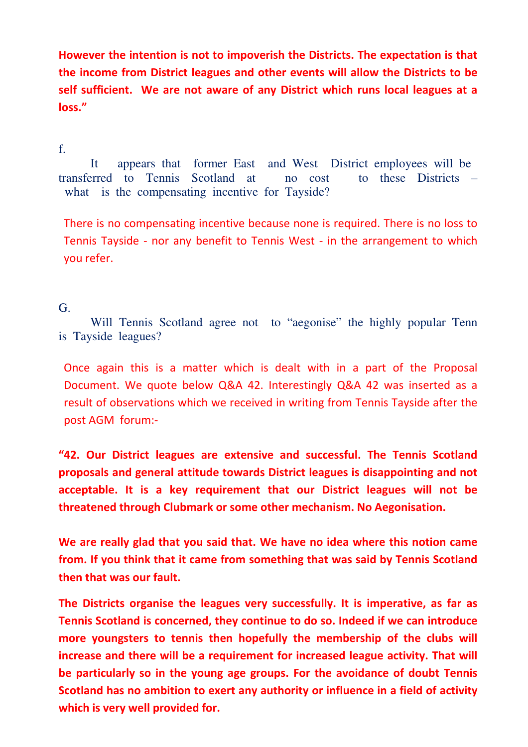**However the intention is not to impoverish the Districts. The expectation is that the income from District leagues and other events will allow the Districts to be self sufficient. We are not aware of any District which runs local leagues at a loss."**

f.

It appears that former East and West District employees will be transferred to Tennis Scotland at no cost to these Districts – what is the compensating incentive for Tayside?

There is no compensating incentive because none is required. There is no loss to Tennis Tayside - nor any benefit to Tennis West - in the arrangement to which you refer.

G.

Will Tennis Scotland agree not to "aegonise" the highly popular Tenn is Tayside leagues?

Once again this is a matter which is dealt with in a part of the Proposal Document. We quote below Q&A 42. Interestingly Q&A 42 was inserted as a result of observations which we received in writing from Tennis Tayside after the post AGM forum:-

**"42. Our District leagues are extensive and successful. The Tennis Scotland proposals and general attitude towards District leagues is disappointing and not acceptable. It is a key requirement that our District leagues will not be threatened through Clubmark or some other mechanism. No Aegonisation.**

**We are really glad that you said that. We have no idea where this notion came from. If you think that it came from something that was said by Tennis Scotland then that was our fault.**

**The Districts organise the leagues very successfully. It is imperative, as far as Tennis Scotland is concerned, they continue to do so. Indeed if we can introduce more youngsters to tennis then hopefully the membership of the clubs will increase and there will be a requirement for increased league activity. That will be particularly so in the young age groups. For the avoidance of doubt Tennis Scotland has no ambition to exert any authority or influence in a field of activity which is very well provided for.**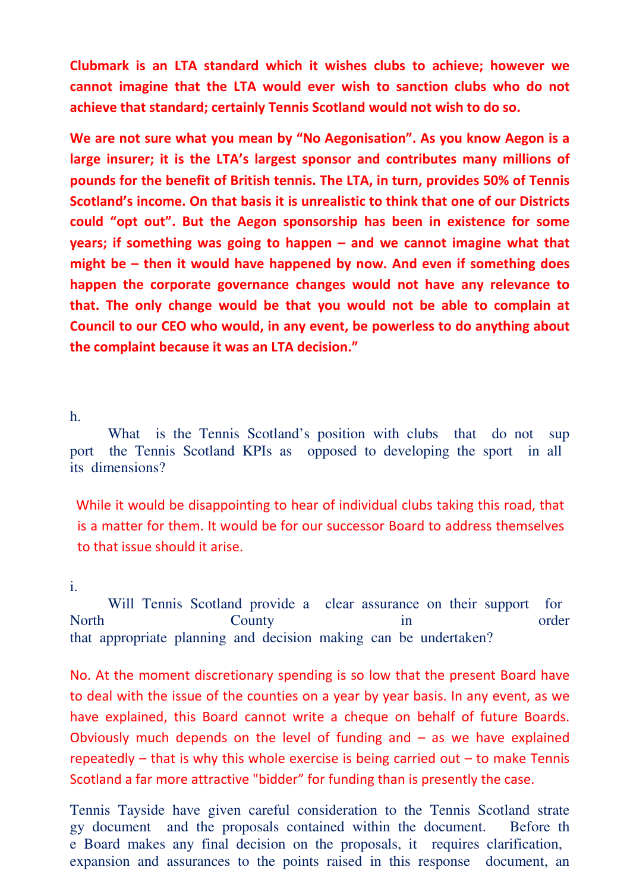**Clubmark is an LTA standard which it wishes clubs to achieve; however we cannot imagine that the LTA would ever wish to sanction clubs who do not achieve that standard; certainly Tennis Scotland would not wish to do so.**

**We are not sure what you mean by "No Aegonisation". As you know Aegon is a large insurer; it is the LTA's largest sponsor and contributes many millions of pounds for the benefit of British tennis. The LTA, in turn, provides 50% of Tennis Scotland's income. On that basis it is unrealistic to think that one of our Districts could "opt out". But the Aegon sponsorship has been in existence for some years; if something was going to happen – and we cannot imagine what that might be – then it would have happened by now. And even if something does happen the corporate governance changes would not have any relevance to that. The only change would be that you would not be able to complain at Council to our CEO who would, in any event, be powerless to do anything about the complaint because it was an LTA decision."**

h.

What is the Tennis Scotland's position with clubs that do not support the Tennis Scotland KPIs as opposed to developing the sport in all its dimensions?

While it would be disappointing to hear of individual clubs taking this road, that is a matter for them. It would be for our successor Board to address themselves to that issue should it arise.

i.

Will Tennis Scotland provide a clear assurance on their support for North County in order that appropriate planning and decision making can be undertaken?

No. At the moment discretionary spending is so low that the present Board have to deal with the issue of the counties on a year by year basis. In any event, as we have explained, this Board cannot write a cheque on behalf of future Boards. Obviously much depends on the level of funding and – as we have explained repeatedly – that is why this whole exercise is being carried out – to make Tennis Scotland a far more attractive "bidder" for funding than is presently the case.

Tennis Tayside have given careful consideration to the Tennis Scotland strategy document and the proposals contained within the document. Before the Board makes any final decision on the proposals, it requires clarification, expansion and assurances to the points raised in this response document, an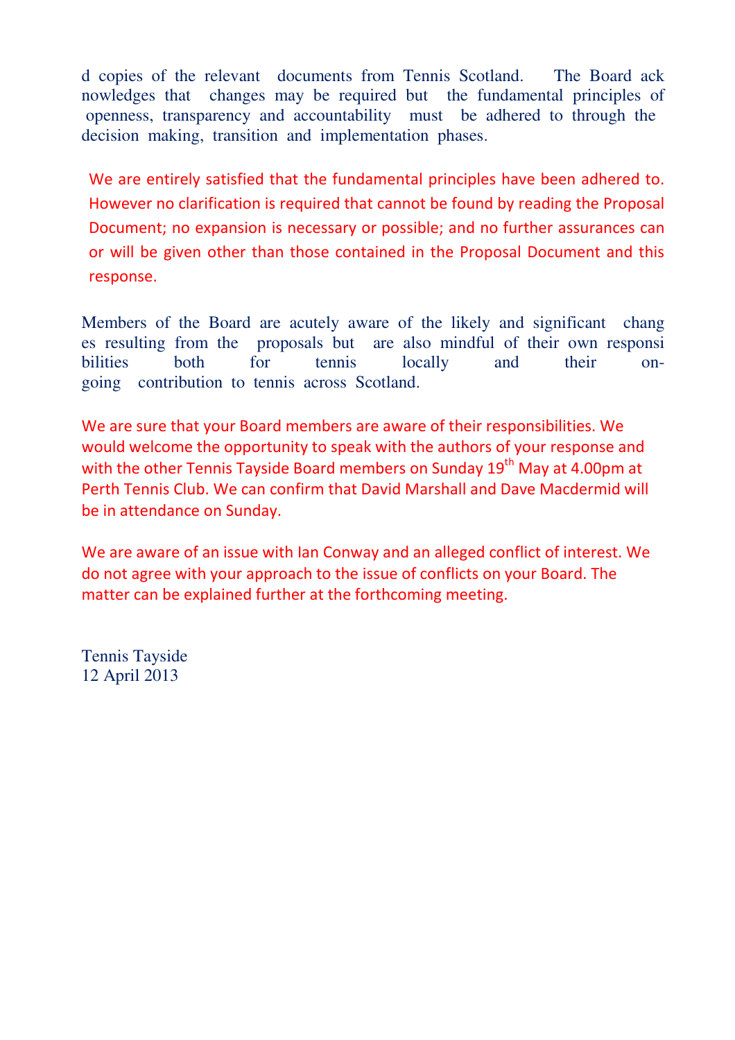d copies of the relevant documents from Tennis Scotland. The Board acknowledges that changes may be required but the fundamental principles of openness, transparency and accountability must be adhered to through the decision making, transition and implementation phases.

We are entirely satisfied that the fundamental principles have been adhered to. However no clarification is required that cannot be found by reading the Proposal Document; no expansion is necessary or possible; and no further assurances can or will be given other than those contained in the Proposal Document and this response.

Members of the Board are acutely aware of the likely and significant changes resulting from the proposals but are also mindful of their own responsibilities both for tennis locally and their on-going contribution to tennis across Scotland.

We are sure that your Board members are aware of their responsibilities. We would welcome the opportunity to speak with the authors of your response and with the other Tennis Tayside Board members on Sunday 19th May at 4.00pm at Perth Tennis Club. We can confirm that David Marshall and Dave Macdermid will be in attendance on Sunday.

We are aware of an issue with Ian Conway and an alleged conflict of interest. We do not agree with your approach to the issue of conflicts on your Board. The matter can be explained further at the forthcoming meeting.

Tennis Tayside
12 April 2013